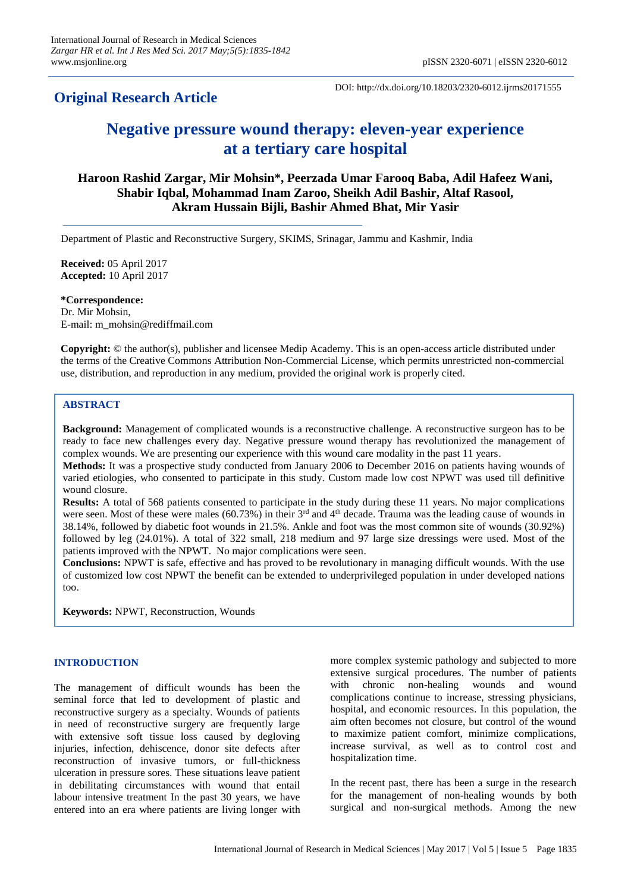**Original Research Article**

DOI: http://dx.doi.org/10.18203/2320-6012.ijrms20171555

# Negative pressure wound therapy: eleven-year experience at a tertiary care hospital

**Haroon Rashid Zargar, Mir Mohsin\*, Peerzada Umar Farooq Baba, Adil Hafeez Wani, Shabir Iqbal, Mohammad Inam Zaroo, Sheikh Adil Bashir, Altaf Rasool, Akram Hussain Bijli, Bashir Ahmed Bhat, Mir Yasir**

Department of Plastic and Reconstructive Surgery, SKIMS, Srinagar, Jammu and Kashmir, India

**Received:** 05 April 2017
**Accepted:** 10 April 2017

**\*Correspondence:**
Dr. Mir Mohsin,
E-mail: m_mohsin@rediffmail.com

**Copyright:** © the author(s), publisher and licensee Medip Academy. This is an open-access article distributed under the terms of the Creative Commons Attribution Non-Commercial License, which permits unrestricted non-commercial use, distribution, and reproduction in any medium, provided the original work is properly cited.

## ABSTRACT

**Background:** Management of complicated wounds is a reconstructive challenge. A reconstructive surgeon has to be ready to face new challenges every day. Negative pressure wound therapy has revolutionized the management of complex wounds. We are presenting our experience with this wound care modality in the past 11 years.

**Methods:** It was a prospective study conducted from January 2006 to December 2016 on patients having wounds of varied etiologies, who consented to participate in this study. Custom made low cost NPWT was used till definitive wound closure.

**Results:** A total of 568 patients consented to participate in the study during these 11 years. No major complications were seen. Most of these were males (60.73%) in their 3rd and 4th decade. Trauma was the leading cause of wounds in 38.14%, followed by diabetic foot wounds in 21.5%. Ankle and foot was the most common site of wounds (30.92%) followed by leg (24.01%). A total of 322 small, 218 medium and 97 large size dressings were used. Most of the patients improved with the NPWT. No major complications were seen.

**Conclusions:** NPWT is safe, effective and has proved to be revolutionary in managing difficult wounds. With the use of customized low cost NPWT the benefit can be extended to underprivileged population in under developed nations too.

**Keywords:** NPWT, Reconstruction, Wounds

## INTRODUCTION

The management of difficult wounds has been the seminal force that led to development of plastic and reconstructive surgery as a specialty. Wounds of patients in need of reconstructive surgery are frequently large with extensive soft tissue loss caused by degloving injuries, infection, dehiscence, donor site defects after reconstruction of invasive tumors, or full-thickness ulceration in pressure sores. These situations leave patient in debilitating circumstances with wound that entail labour intensive treatment In the past 30 years, we have entered into an era where patients are living longer with more complex systemic pathology and subjected to more extensive surgical procedures. The number of patients with chronic non-healing wounds and wound complications continue to increase, stressing physicians, hospital, and economic resources. In this population, the aim often becomes not closure, but control of the wound to maximize patient comfort, minimize complications, increase survival, as well as to control cost and hospitalization time.

In the recent past, there has been a surge in the research for the management of non-healing wounds by both surgical and non-surgical methods. Among the new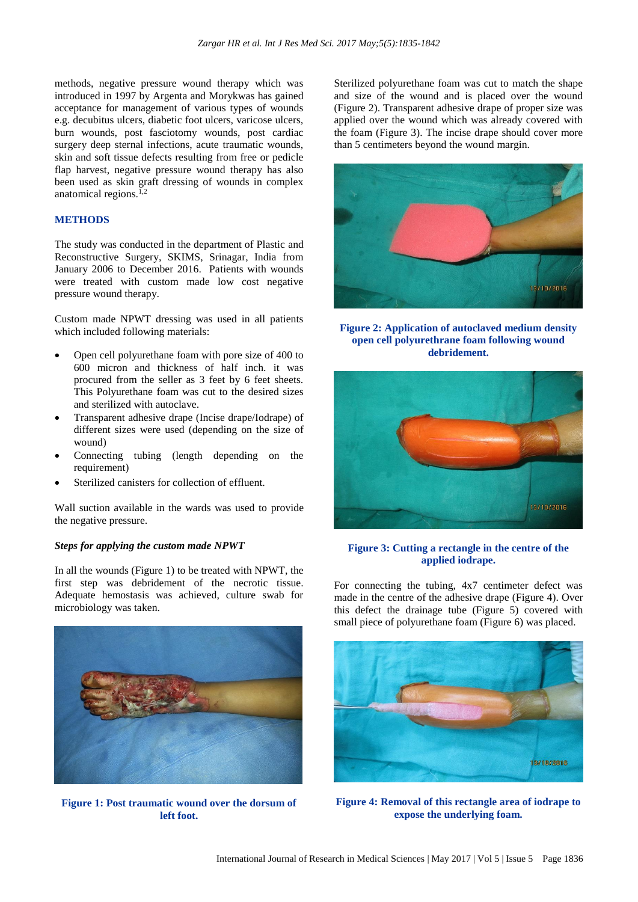methods, negative pressure wound therapy which was introduced in 1997 by Argenta and Morykwas has gained acceptance for management of various types of wounds e.g. decubitus ulcers, diabetic foot ulcers, varicose ulcers, burn wounds, post fasciotomy wounds, post cardiac surgery deep sternal infections, acute traumatic wounds, skin and soft tissue defects resulting from free or pedicle flap harvest, negative pressure wound therapy has also been used as skin graft dressing of wounds in complex anatomical regions.[1,2]

## METHODS

The study was conducted in the department of Plastic and Reconstructive Surgery, SKIMS, Srinagar, India from January 2006 to December 2016. Patients with wounds were treated with custom made low cost negative pressure wound therapy.

Custom made NPWT dressing was used in all patients which included following materials:

- Open cell polyurethane foam with pore size of 400 to 600 micron and thickness of half inch. it was procured from the seller as 3 feet by 6 feet sheets. This Polyurethane foam was cut to the desired sizes and sterilized with autoclave.
- Transparent adhesive drape (Incise drape/Iodrape) of different sizes were used (depending on the size of wound)
- Connecting tubing (length depending on the requirement)
- Sterilized canisters for collection of effluent.

Wall suction available in the wards was used to provide the negative pressure.

### *Steps for applying the custom made NPWT*

In all the wounds (Figure 1) to be treated with NPWT, the first step was debridement of the necrotic tissue. Adequate hemostasis was achieved, culture swab for microbiology was taken.

Figure 1: Post traumatic wound over the dorsum of left foot.

Sterilized polyurethane foam was cut to match the shape and size of the wound and is placed over the wound (Figure 2). Transparent adhesive drape of proper size was applied over the wound which was already covered with the foam (Figure 3). The incise drape should cover more than 5 centimeters beyond the wound margin.

Figure 2: Application of autoclaved medium density open cell polyurethrane foam following wound debridement.

Figure 3: Cutting a rectangle in the centre of the applied iodrape.

For connecting the tubing, 4x7 centimeter defect was made in the centre of the adhesive drape (Figure 4). Over this defect the drainage tube (Figure 5) covered with small piece of polyurethane foam (Figure 6) was placed.

Figure 4: Removal of this rectangle area of iodrape to expose the underlying foam.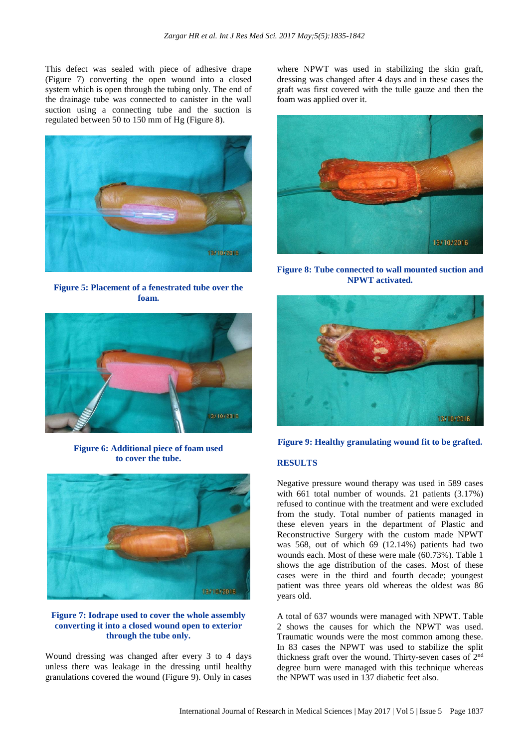This defect was sealed with piece of adhesive drape (Figure 7) converting the open wound into a closed system which is open through the tubing only. The end of the drainage tube was connected to canister in the wall suction using a connecting tube and the suction is regulated between 50 to 150 mm of Hg (Figure 8).

**Figure 5: Placement of a fenestrated tube over the foam.**

**Figure 6: Additional piece of foam used to cover the tube.**

**Figure 7: Iodrape used to cover the whole assembly converting it into a closed wound open to exterior through the tube only.**

Wound dressing was changed after every 3 to 4 days unless there was leakage in the dressing until healthy granulations covered the wound (Figure 9). Only in cases where NPWT was used in stabilizing the skin graft, dressing was changed after 4 days and in these cases the graft was first covered with the tulle gauze and then the foam was applied over it.

**Figure 8: Tube connected to wall mounted suction and NPWT activated.**

**Figure 9: Healthy granulating wound fit to be grafted.**

## RESULTS

Negative pressure wound therapy was used in 589 cases with 661 total number of wounds. 21 patients (3.17%) refused to continue with the treatment and were excluded from the study. Total number of patients managed in these eleven years in the department of Plastic and Reconstructive Surgery with the custom made NPWT was 568, out of which 69 (12.14%) patients had two wounds each. Most of these were male (60.73%). Table 1 shows the age distribution of the cases. Most of these cases were in the third and fourth decade; youngest patient was three years old whereas the oldest was 86 years old.

A total of 637 wounds were managed with NPWT. Table 2 shows the causes for which the NPWT was used. Traumatic wounds were the most common among these. In 83 cases the NPWT was used to stabilize the split thickness graft over the wound. Thirty-seven cases of 2nd degree burn were managed with this technique whereas the NPWT was used in 137 diabetic feet also.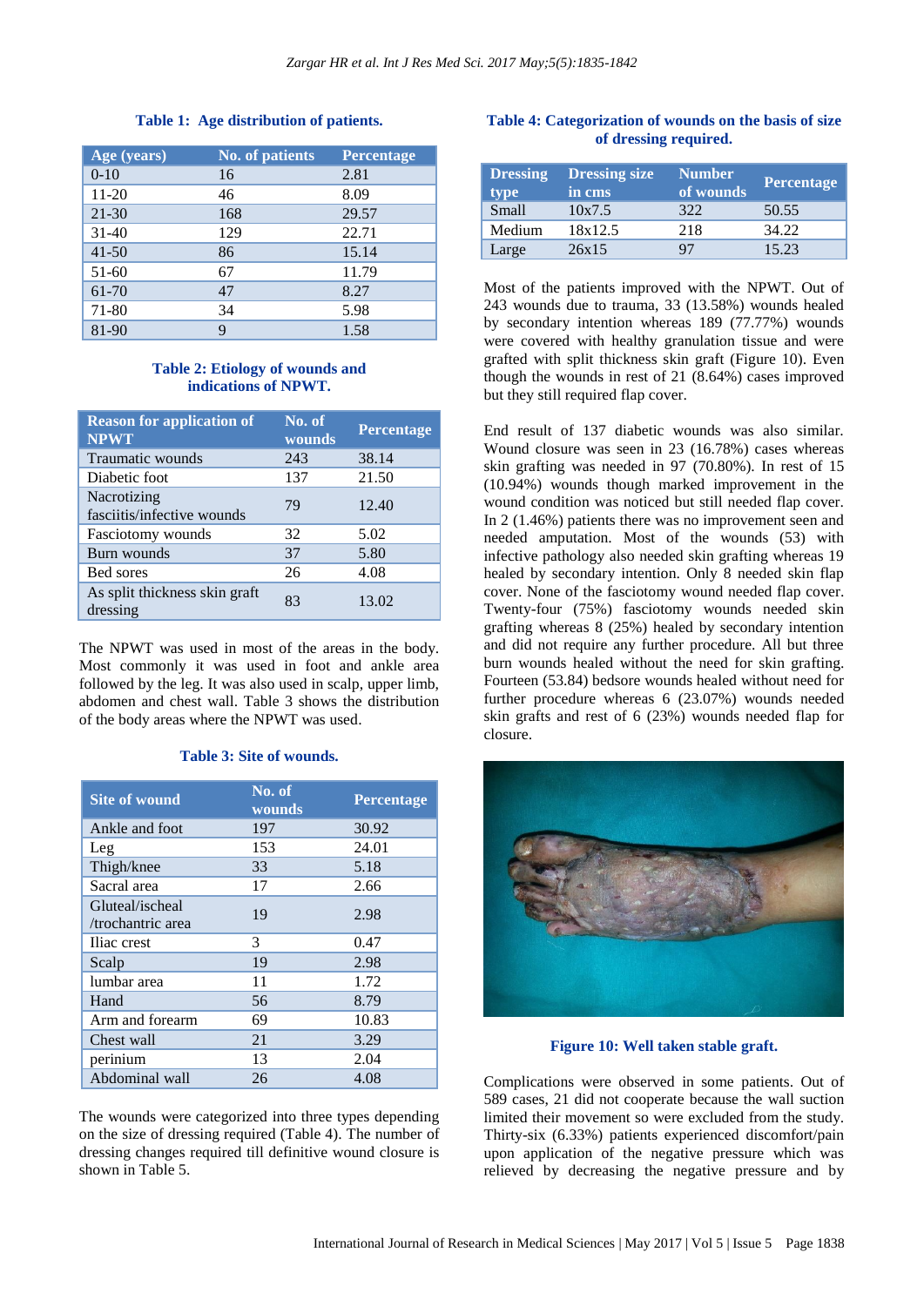**Table 1: Age distribution of patients.**

| Age (years) | No. of patients | Percentage |
|---|---|---|
| 0-10 | 16 | 2.81 |
| 11-20 | 46 | 8.09 |
| 21-30 | 168 | 29.57 |
| 31-40 | 129 | 22.71 |
| 41-50 | 86 | 15.14 |
| 51-60 | 67 | 11.79 |
| 61-70 | 47 | 8.27 |
| 71-80 | 34 | 5.98 |
| 81-90 | 9 | 1.58 |

**Table 2: Etiology of wounds and indications of NPWT.**

| Reason for application of NPWT | No. of wounds | Percentage |
|---|---|---|
| Traumatic wounds | 243 | 38.14 |
| Diabetic foot | 137 | 21.50 |
| Nacrotizing fasciitis/infective wounds | 79 | 12.40 |
| Fasciotomy wounds | 32 | 5.02 |
| Burn wounds | 37 | 5.80 |
| Bed sores | 26 | 4.08 |
| As split thickness skin graft dressing | 83 | 13.02 |

The NPWT was used in most of the areas in the body. Most commonly it was used in foot and ankle area followed by the leg. It was also used in scalp, upper limb, abdomen and chest wall. Table 3 shows the distribution of the body areas where the NPWT was used.

**Table 3: Site of wounds.**

| Site of wound | No. of wounds | Percentage |
|---|---|---|
| Ankle and foot | 197 | 30.92 |
| Leg | 153 | 24.01 |
| Thigh/knee | 33 | 5.18 |
| Sacral area | 17 | 2.66 |
| Gluteal/ischeal /trochantric area | 19 | 2.98 |
| Iliac crest | 3 | 0.47 |
| Scalp | 19 | 2.98 |
| lumbar area | 11 | 1.72 |
| Hand | 56 | 8.79 |
| Arm and forearm | 69 | 10.83 |
| Chest wall | 21 | 3.29 |
| perinium | 13 | 2.04 |
| Abdominal wall | 26 | 4.08 |

The wounds were categorized into three types depending on the size of dressing required (Table 4). The number of dressing changes required till definitive wound closure is shown in Table 5.

**Table 4: Categorization of wounds on the basis of size of dressing required.**

| Dressing type | Dressing size in cms | Number of wounds | Percentage |
|---|---|---|---|
| Small | 10x7.5 | 322 | 50.55 |
| Medium | 18x12.5 | 218 | 34.22 |
| Large | 26x15 | 97 | 15.23 |

Most of the patients improved with the NPWT. Out of 243 wounds due to trauma, 33 (13.58%) wounds healed by secondary intention whereas 189 (77.77%) wounds were covered with healthy granulation tissue and were grafted with split thickness skin graft (Figure 10). Even though the wounds in rest of 21 (8.64%) cases improved but they still required flap cover.

End result of 137 diabetic wounds was also similar. Wound closure was seen in 23 (16.78%) cases whereas skin grafting was needed in 97 (70.80%). In rest of 15 (10.94%) wounds though marked improvement in the wound condition was noticed but still needed flap cover. In 2 (1.46%) patients there was no improvement seen and needed amputation. Most of the wounds (53) with infective pathology also needed skin grafting whereas 19 healed by secondary intention. Only 8 needed skin flap cover. None of the fasciotomy wound needed flap cover. Twenty-four (75%) fasciotomy wounds needed skin grafting whereas 8 (25%) healed by secondary intention and did not require any further procedure. All but three burn wounds healed without the need for skin grafting. Fourteen (53.84) bedsore wounds healed without need for further procedure whereas 6 (23.07%) wounds needed skin grafts and rest of 6 (23%) wounds needed flap for closure.

**Figure 10: Well taken stable graft.**

Complications were observed in some patients. Out of 589 cases, 21 did not cooperate because the wall suction limited their movement so were excluded from the study. Thirty-six (6.33%) patients experienced discomfort/pain upon application of the negative pressure which was relieved by decreasing the negative pressure and by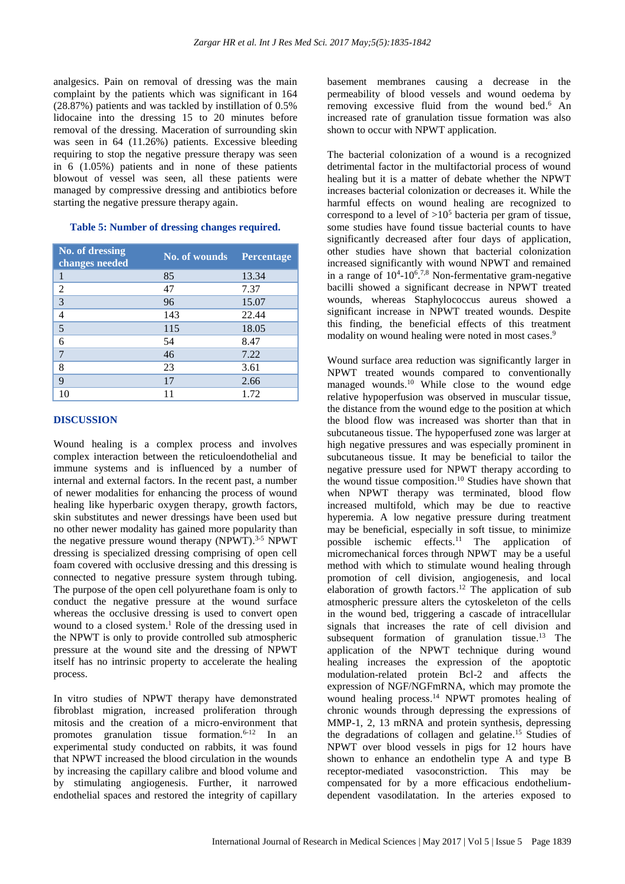analgesics. Pain on removal of dressing was the main complaint by the patients which was significant in 164 (28.87%) patients and was tackled by instillation of 0.5% lidocaine into the dressing 15 to 20 minutes before removal of the dressing. Maceration of surrounding skin was seen in 64 (11.26%) patients. Excessive bleeding requiring to stop the negative pressure therapy was seen in 6 (1.05%) patients and in none of these patients blowout of vessel was seen, all these patients were managed by compressive dressing and antibiotics before starting the negative pressure therapy again.

**Table 5: Number of dressing changes required.**

| No. of dressing changes needed | No. of wounds | Percentage |
|---|---|---|
| 1 | 85 | 13.34 |
| 2 | 47 | 7.37 |
| 3 | 96 | 15.07 |
| 4 | 143 | 22.44 |
| 5 | 115 | 18.05 |
| 6 | 54 | 8.47 |
| 7 | 46 | 7.22 |
| 8 | 23 | 3.61 |
| 9 | 17 | 2.66 |
| 10 | 11 | 1.72 |

## DISCUSSION

Wound healing is a complex process and involves complex interaction between the reticuloendothelial and immune systems and is influenced by a number of internal and external factors. In the recent past, a number of newer modalities for enhancing the process of wound healing like hyperbaric oxygen therapy, growth factors, skin substitutes and newer dressings have been used but no other newer modality has gained more popularity than the negative pressure wound therapy (NPWT).[3-5] NPWT dressing is specialized dressing comprising of open cell foam covered with occlusive dressing and this dressing is connected to negative pressure system through tubing. The purpose of the open cell polyurethane foam is only to conduct the negative pressure at the wound surface whereas the occlusive dressing is used to convert open wound to a closed system.[1] Role of the dressing used in the NPWT is only to provide controlled sub atmospheric pressure at the wound site and the dressing of NPWT itself has no intrinsic property to accelerate the healing process.

In vitro studies of NPWT therapy have demonstrated fibroblast migration, increased proliferation through mitosis and the creation of a micro-environment that promotes granulation tissue formation.[6-12] In an experimental study conducted on rabbits, it was found that NPWT increased the blood circulation in the wounds by increasing the capillary calibre and blood volume and by stimulating angiogenesis. Further, it narrowed endothelial spaces and restored the integrity of capillary basement membranes causing a decrease in the permeability of blood vessels and wound oedema by removing excessive fluid from the wound bed.[6] An increased rate of granulation tissue formation was also shown to occur with NPWT application.

The bacterial colonization of a wound is a recognized detrimental factor in the multifactorial process of wound healing but it is a matter of debate whether the NPWT increases bacterial colonization or decreases it. While the harmful effects on wound healing are recognized to correspond to a level of $>10^5$ bacteria per gram of tissue, some studies have found tissue bacterial counts to have significantly decreased after four days of application, other studies have shown that bacterial colonization increased significantly with wound NPWT and remained in a range of $10^4$-$10^6$.[7,8] Non-fermentative gram-negative bacilli showed a significant decrease in NPWT treated wounds, whereas Staphylococcus aureus showed a significant increase in NPWT treated wounds. Despite this finding, the beneficial effects of this treatment modality on wound healing were noted in most cases.[9]

Wound surface area reduction was significantly larger in NPWT treated wounds compared to conventionally managed wounds.[10] While close to the wound edge relative hypoperfusion was observed in muscular tissue, the distance from the wound edge to the position at which the blood flow was increased was shorter than that in subcutaneous tissue. The hypoperfused zone was larger at high negative pressures and was especially prominent in subcutaneous tissue. It may be beneficial to tailor the negative pressure used for NPWT therapy according to the wound tissue composition.[10] Studies have shown that when NPWT therapy was terminated, blood flow increased multifold, which may be due to reactive hyperemia. A low negative pressure during treatment may be beneficial, especially in soft tissue, to minimize possible ischemic effects.[11] The application of micromechanical forces through NPWT may be a useful method with which to stimulate wound healing through promotion of cell division, angiogenesis, and local elaboration of growth factors.[12] The application of sub atmospheric pressure alters the cytoskeleton of the cells in the wound bed, triggering a cascade of intracellular signals that increases the rate of cell division and subsequent formation of granulation tissue.[13] The application of the NPWT technique during wound healing increases the expression of the apoptotic modulation-related protein Bcl-2 and affects the expression of NGF/NGFmRNA, which may promote the wound healing process.[14] NPWT promotes healing of chronic wounds through depressing the expressions of MMP-1, 2, 13 mRNA and protein synthesis, depressing the degradations of collagen and gelatine.[15] Studies of NPWT over blood vessels in pigs for 12 hours have shown to enhance an endothelin type A and type B receptor-mediated vasoconstriction. This may be compensated for by a more efficacious endothelium-dependent vasodilatation. In the arteries exposed to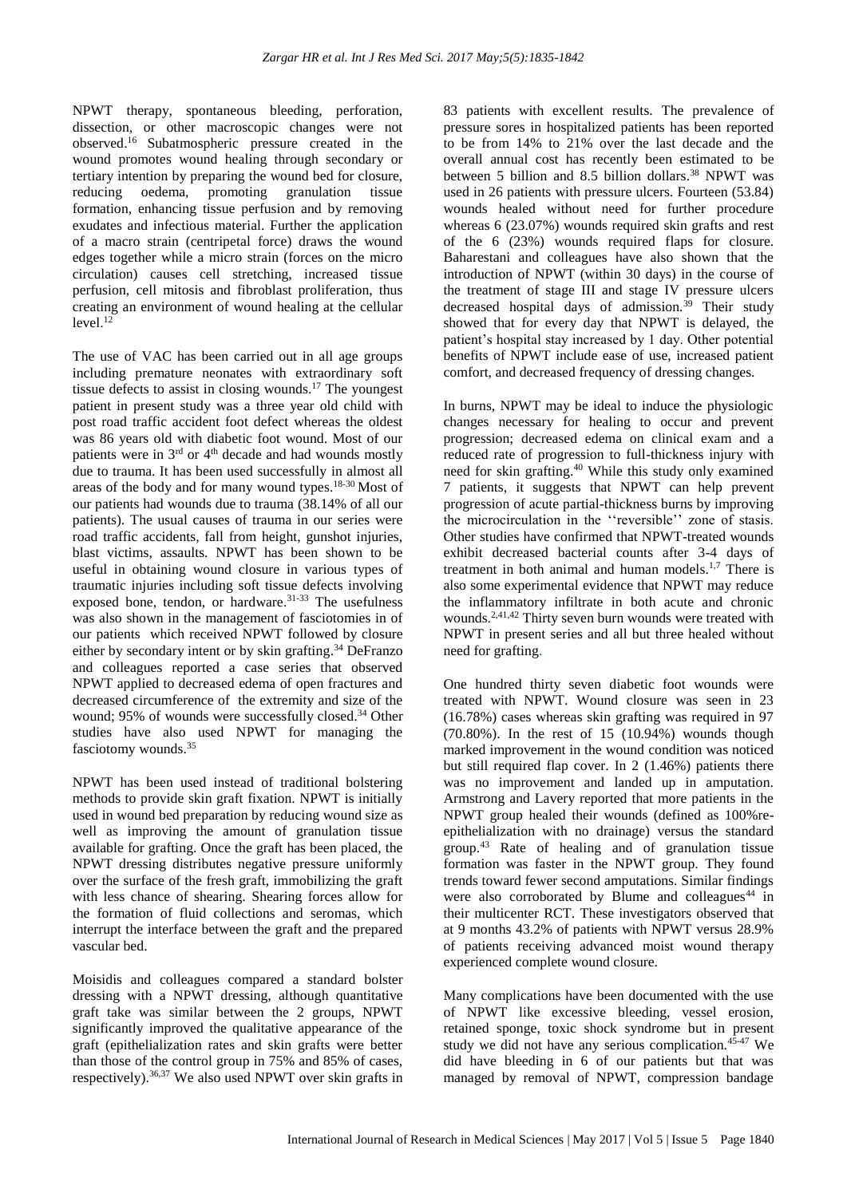NPWT therapy, spontaneous bleeding, perforation, dissection, or other macroscopic changes were not observed.[16] Subatmospheric pressure created in the wound promotes wound healing through secondary or tertiary intention by preparing the wound bed for closure, reducing oedema, promoting granulation tissue formation, enhancing tissue perfusion and by removing exudates and infectious material. Further the application of a macro strain (centripetal force) draws the wound edges together while a micro strain (forces on the micro circulation) causes cell stretching, increased tissue perfusion, cell mitosis and fibroblast proliferation, thus creating an environment of wound healing at the cellular level.[12]

The use of VAC has been carried out in all age groups including premature neonates with extraordinary soft tissue defects to assist in closing wounds.[17] The youngest patient in present study was a three year old child with post road traffic accident foot defect whereas the oldest was 86 years old with diabetic foot wound. Most of our patients were in 3rd or 4th decade and had wounds mostly due to trauma. It has been used successfully in almost all areas of the body and for many wound types.[18-30] Most of our patients had wounds due to trauma (38.14% of all our patients). The usual causes of trauma in our series were road traffic accidents, fall from height, gunshot injuries, blast victims, assaults. NPWT has been shown to be useful in obtaining wound closure in various types of traumatic injuries including soft tissue defects involving exposed bone, tendon, or hardware.[31-33] The usefulness was also shown in the management of fasciotomies in of our patients which received NPWT followed by closure either by secondary intent or by skin grafting.[34] DeFranzo and colleagues reported a case series that observed NPWT applied to decreased edema of open fractures and decreased circumference of the extremity and size of the wound; 95% of wounds were successfully closed.[34] Other studies have also used NPWT for managing the fasciotomy wounds.[35]

NPWT has been used instead of traditional bolstering methods to provide skin graft fixation. NPWT is initially used in wound bed preparation by reducing wound size as well as improving the amount of granulation tissue available for grafting. Once the graft has been placed, the NPWT dressing distributes negative pressure uniformly over the surface of the fresh graft, immobilizing the graft with less chance of shearing. Shearing forces allow for the formation of fluid collections and seromas, which interrupt the interface between the graft and the prepared vascular bed.

Moisidis and colleagues compared a standard bolster dressing with a NPWT dressing, although quantitative graft take was similar between the 2 groups, NPWT significantly improved the qualitative appearance of the graft (epithelialization rates and skin grafts were better than those of the control group in 75% and 85% of cases, respectively).[36,37] We also used NPWT over skin grafts in 83 patients with excellent results. The prevalence of pressure sores in hospitalized patients has been reported to be from 14% to 21% over the last decade and the overall annual cost has recently been estimated to be between 5 billion and 8.5 billion dollars.[38] NPWT was used in 26 patients with pressure ulcers. Fourteen (53.84) wounds healed without need for further procedure whereas 6 (23.07%) wounds required skin grafts and rest of the 6 (23%) wounds required flaps for closure. Baharestani and colleagues have also shown that the introduction of NPWT (within 30 days) in the course of the treatment of stage III and stage IV pressure ulcers decreased hospital days of admission.[39] Their study showed that for every day that NPWT is delayed, the patient's hospital stay increased by 1 day. Other potential benefits of NPWT include ease of use, increased patient comfort, and decreased frequency of dressing changes.

In burns, NPWT may be ideal to induce the physiologic changes necessary for healing to occur and prevent progression; decreased edema on clinical exam and a reduced rate of progression to full-thickness injury with need for skin grafting.[40] While this study only examined 7 patients, it suggests that NPWT can help prevent progression of acute partial-thickness burns by improving the microcirculation in the ''reversible'' zone of stasis. Other studies have confirmed that NPWT-treated wounds exhibit decreased bacterial counts after 3-4 days of treatment in both animal and human models.[1,7] There is also some experimental evidence that NPWT may reduce the inflammatory infiltrate in both acute and chronic wounds.[2,41,42] Thirty seven burn wounds were treated with NPWT in present series and all but three healed without need for grafting.

One hundred thirty seven diabetic foot wounds were treated with NPWT. Wound closure was seen in 23 (16.78%) cases whereas skin grafting was required in 97 (70.80%). In the rest of 15 (10.94%) wounds though marked improvement in the wound condition was noticed but still required flap cover. In 2 (1.46%) patients there was no improvement and landed up in amputation. Armstrong and Lavery reported that more patients in the NPWT group healed their wounds (defined as 100%re-epithelialization with no drainage) versus the standard group.[43] Rate of healing and of granulation tissue formation was faster in the NPWT group. They found trends toward fewer second amputations. Similar findings were also corroborated by Blume and colleagues[44] in their multicenter RCT. These investigators observed that at 9 months 43.2% of patients with NPWT versus 28.9% of patients receiving advanced moist wound therapy experienced complete wound closure.

Many complications have been documented with the use of NPWT like excessive bleeding, vessel erosion, retained sponge, toxic shock syndrome but in present study we did not have any serious complication.[45-47] We did have bleeding in 6 of our patients but that was managed by removal of NPWT, compression bandage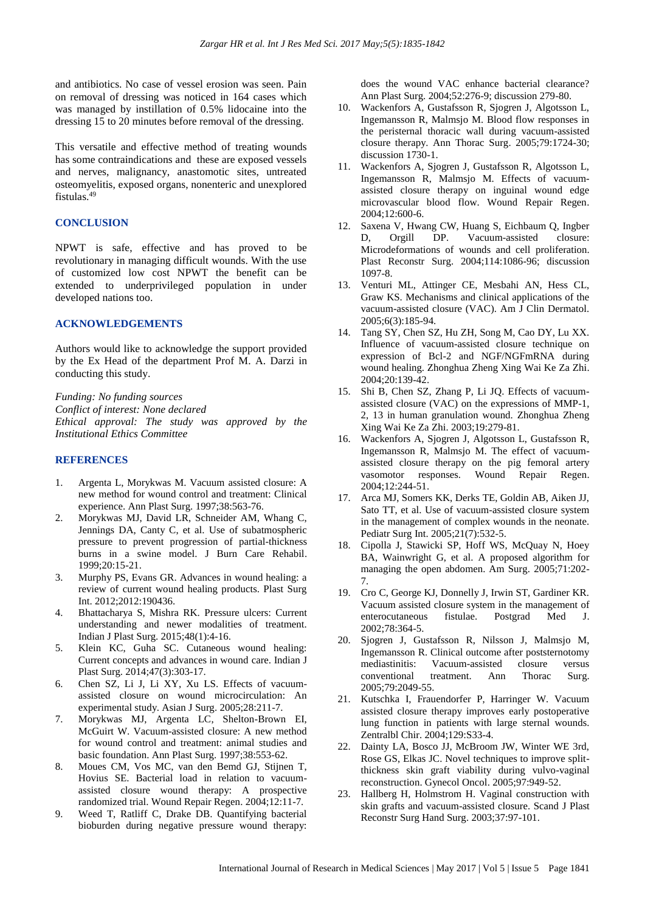and antibiotics. No case of vessel erosion was seen. Pain on removal of dressing was noticed in 164 cases which was managed by instillation of 0.5% lidocaine into the dressing 15 to 20 minutes before removal of the dressing.

This versatile and effective method of treating wounds has some contraindications and these are exposed vessels and nerves, malignancy, anastomotic sites, untreated osteomyelitis, exposed organs, nonenteric and unexplored fistulas.[49]

## CONCLUSION

NPWT is safe, effective and has proved to be revolutionary in managing difficult wounds. With the use of customized low cost NPWT the benefit can be extended to underprivileged population in under developed nations too.

## ACKNOWLEDGEMENTS

Authors would like to acknowledge the support provided by the Ex Head of the department Prof M. A. Darzi in conducting this study.

*Funding: No funding sources*
*Conflict of interest: None declared*
*Ethical approval: The study was approved by the Institutional Ethics Committee*

## REFERENCES

1. Argenta L, Morykwas M. Vacuum assisted closure: A new method for wound control and treatment: Clinical experience. Ann Plast Surg. 1997;38:563-76.
2. Morykwas MJ, David LR, Schneider AM, Whang C, Jennings DA, Canty C, et al. Use of subatmospheric pressure to prevent progression of partial-thickness burns in a swine model. J Burn Care Rehabil. 1999;20:15-21.
3. Murphy PS, Evans GR. Advances in wound healing: a review of current wound healing products. Plast Surg Int. 2012;2012:190436.
4. Bhattacharya S, Mishra RK. Pressure ulcers: Current understanding and newer modalities of treatment. Indian J Plast Surg. 2015;48(1):4-16.
5. Klein KC, Guha SC. Cutaneous wound healing: Current concepts and advances in wound care. Indian J Plast Surg. 2014;47(3):303-17.
6. Chen SZ, Li J, Li XY, Xu LS. Effects of vacuum-assisted closure on wound microcirculation: An experimental study. Asian J Surg. 2005;28:211-7.
7. Morykwas MJ, Argenta LC, Shelton-Brown EI, McGuirt W. Vacuum-assisted closure: A new method for wound control and treatment: animal studies and basic foundation. Ann Plast Surg. 1997;38:553-62.
8. Moues CM, Vos MC, van den Bemd GJ, Stijnen T, Hovius SE. Bacterial load in relation to vacuum-assisted closure wound therapy: A prospective randomized trial. Wound Repair Regen. 2004;12:11-7.
9. Weed T, Ratliff C, Drake DB. Quantifying bacterial bioburden during negative pressure wound therapy: does the wound VAC enhance bacterial clearance? Ann Plast Surg. 2004;52:276-9; discussion 279-80.
10. Wackenfors A, Gustafsson R, Sjogren J, Algotsson L, Ingemansson R, Malmsjo M. Blood flow responses in the peristernal thoracic wall during vacuum-assisted closure therapy. Ann Thorac Surg. 2005;79:1724-30; discussion 1730-1.
11. Wackenfors A, Sjogren J, Gustafsson R, Algotsson L, Ingemansson R, Malmsjo M. Effects of vacuum-assisted closure therapy on inguinal wound edge microvascular blood flow. Wound Repair Regen. 2004;12:600-6.
12. Saxena V, Hwang CW, Huang S, Eichbaum Q, Ingber D, Orgill DP. Vacuum-assisted closure: Microdeformations of wounds and cell proliferation. Plast Reconstr Surg. 2004;114:1086-96; discussion 1097-8.
13. Venturi ML, Attinger CE, Mesbahi AN, Hess CL, Graw KS. Mechanisms and clinical applications of the vacuum-assisted closure (VAC). Am J Clin Dermatol. 2005;6(3):185-94.
14. Tang SY, Chen SZ, Hu ZH, Song M, Cao DY, Lu XX. Influence of vacuum-assisted closure technique on expression of Bcl-2 and NGF/NGFmRNA during wound healing. Zhonghua Zheng Xing Wai Ke Za Zhi. 2004;20:139-42.
15. Shi B, Chen SZ, Zhang P, Li JQ. Effects of vacuum-assisted closure (VAC) on the expressions of MMP-1, 2, 13 in human granulation wound. Zhonghua Zheng Xing Wai Ke Za Zhi. 2003;19:279-81.
16. Wackenfors A, Sjogren J, Algotsson L, Gustafsson R, Ingemansson R, Malmsjo M. The effect of vacuum-assisted closure therapy on the pig femoral artery vasomotor responses. Wound Repair Regen. 2004;12:244-51.
17. Arca MJ, Somers KK, Derks TE, Goldin AB, Aiken JJ, Sato TT, et al. Use of vacuum-assisted closure system in the management of complex wounds in the neonate. Pediatr Surg Int. 2005;21(7):532-5.
18. Cipolla J, Stawicki SP, Hoff WS, McQuay N, Hoey BA, Wainwright G, et al. A proposed algorithm for managing the open abdomen. Am Surg. 2005;71:202-7.
19. Cro C, George KJ, Donnelly J, Irwin ST, Gardiner KR. Vacuum assisted closure system in the management of enterocutaneous fistulae. Postgrad Med J. 2002;78:364-5.
20. Sjogren J, Gustafsson R, Nilsson J, Malmsjo M, Ingemansson R. Clinical outcome after poststernotomy mediastinitis: Vacuum-assisted closure versus conventional treatment. Ann Thorac Surg. 2005;79:2049-55.
21. Kutschka I, Frauendorfer P, Harringer W. Vacuum assisted closure therapy improves early postoperative lung function in patients with large sternal wounds. Zentralbl Chir. 2004;129:S33-4.
22. Dainty LA, Bosco JJ, McBroom JW, Winter WE 3rd, Rose GS, Elkas JC. Novel techniques to improve split-thickness skin graft viability during vulvo-vaginal reconstruction. Gynecol Oncol. 2005;97:949-52.
23. Hallberg H, Holmstrom H. Vaginal construction with skin grafts and vacuum-assisted closure. Scand J Plast Reconstr Surg Hand Surg. 2003;37:97-101.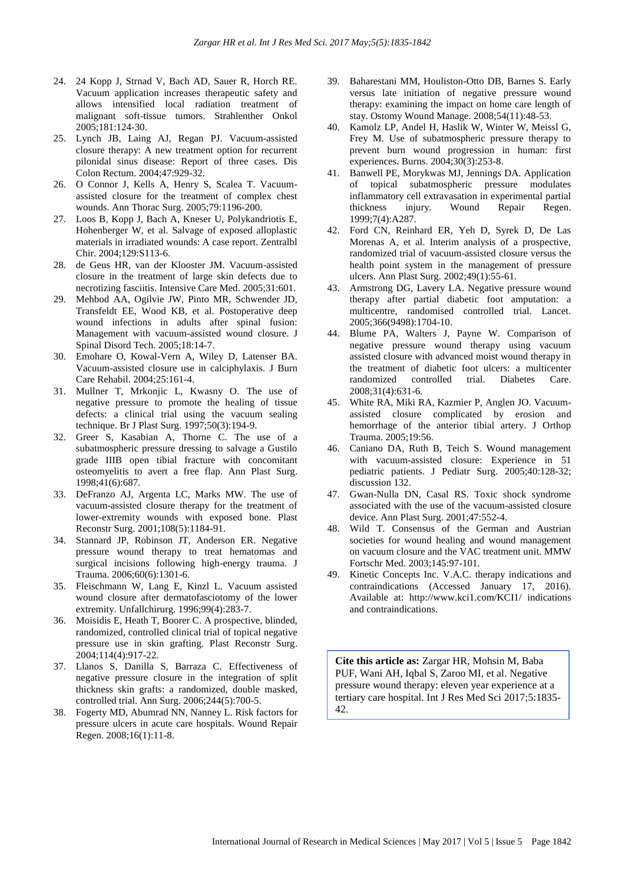24. 24 Kopp J, Strnad V, Bach AD, Sauer R, Horch RE. Vacuum application increases therapeutic safety and allows intensified local radiation treatment of malignant soft-tissue tumors. Strahlenther Onkol 2005;181:124-30.
25. Lynch JB, Laing AJ, Regan PJ. Vacuum-assisted closure therapy: A new treatment option for recurrent pilonidal sinus disease: Report of three cases. Dis Colon Rectum. 2004;47:929-32.
26. O Connor J, Kells A, Henry S, Scalea T. Vacuum-assisted closure for the treatment of complex chest wounds. Ann Thorac Surg. 2005;79:1196-200.
27. Loos B, Kopp J, Bach A, Kneser U, Polykandriotis E, Hohenberger W, et al. Salvage of exposed alloplastic materials in irradiated wounds: A case report. Zentralbl Chir. 2004;129:S113-6.
28. de Geus HR, van der Klooster JM. Vacuum-assisted closure in the treatment of large skin defects due to necrotizing fasciitis. Intensive Care Med. 2005;31:601.
29. Mehbod AA, Ogilvie JW, Pinto MR, Schwender JD, Transfeldt EE, Wood KB, et al. Postoperative deep wound infections in adults after spinal fusion: Management with vacuum-assisted wound closure. J Spinal Disord Tech. 2005;18:14-7.
30. Emohare O, Kowal-Vern A, Wiley D, Latenser BA. Vacuum-assisted closure use in calciphylaxis. J Burn Care Rehabil. 2004;25:161-4.
31. Mullner T, Mrkonjic L, Kwasny O. The use of negative pressure to promote the healing of tissue defects: a clinical trial using the vacuum sealing technique. Br J Plast Surg. 1997;50(3):194-9.
32. Greer S, Kasabian A, Thorne C. The use of a subatmospheric pressure dressing to salvage a Gustilo grade IIIB open tibial fracture with concomitant osteomyelitis to avert a free flap. Ann Plast Surg. 1998;41(6):687.
33. DeFranzo AJ, Argenta LC, Marks MW. The use of vacuum-assisted closure therapy for the treatment of lower-extremity wounds with exposed bone. Plast Reconstr Surg. 2001;108(5):1184-91.
34. Stannard JP, Robinson JT, Anderson ER. Negative pressure wound therapy to treat hematomas and surgical incisions following high-energy trauma. J Trauma. 2006;60(6):1301-6.
35. Fleischmann W, Lang E, Kinzl L. Vacuum assisted wound closure after dermatofasciotomy of the lower extremity. Unfallchirurg. 1996;99(4):283-7.
36. Moisidis E, Heath T, Boorer C. A prospective, blinded, randomized, controlled clinical trial of topical negative pressure use in skin grafting. Plast Reconstr Surg. 2004;114(4):917-22.
37. Llanos S, Danilla S, Barraza C. Effectiveness of negative pressure closure in the integration of split thickness skin grafts: a randomized, double masked, controlled trial. Ann Surg. 2006;244(5):700-5.
38. Fogerty MD, Abumrad NN, Nanney L. Risk factors for pressure ulcers in acute care hospitals. Wound Repair Regen. 2008;16(1):11-8.
39. Baharestani MM, Houliston-Otto DB, Barnes S. Early versus late initiation of negative pressure wound therapy: examining the impact on home care length of stay. Ostomy Wound Manage. 2008;54(11):48-53.
40. Kamolz LP, Andel H, Haslik W, Winter W, Meissl G, Frey M. Use of subatmospheric pressure therapy to prevent burn wound progression in human: first experiences. Burns. 2004;30(3):253-8.
41. Banwell PE, Morykwas MJ, Jennings DA. Application of topical subatmospheric pressure modulates inflammatory cell extravasation in experimental partial thickness injury. Wound Repair Regen. 1999;7(4):A287.
42. Ford CN, Reinhard ER, Yeh D, Syrek D, De Las Morenas A, et al. Interim analysis of a prospective, randomized trial of vacuum-assisted closure versus the health point system in the management of pressure ulcers. Ann Plast Surg. 2002;49(1):55-61.
43. Armstrong DG, Lavery LA. Negative pressure wound therapy after partial diabetic foot amputation: a multicentre, randomised controlled trial. Lancet. 2005;366(9498):1704-10.
44. Blume PA, Walters J, Payne W. Comparison of negative pressure wound therapy using vacuum assisted closure with advanced moist wound therapy in the treatment of diabetic foot ulcers: a multicenter randomized controlled trial. Diabetes Care. 2008;31(4):631-6.
45. White RA, Miki RA, Kazmier P, Anglen JO. Vacuum-assisted closure complicated by erosion and hemorrhage of the anterior tibial artery. J Orthop Trauma. 2005;19:56.
46. Caniano DA, Ruth B, Teich S. Wound management with vacuum-assisted closure: Experience in 51 pediatric patients. J Pediatr Surg. 2005;40:128-32; discussion 132.
47. Gwan-Nulla DN, Casal RS. Toxic shock syndrome associated with the use of the vacuum-assisted closure device. Ann Plast Surg. 2001;47:552-4.
48. Wild T. Consensus of the German and Austrian societies for wound healing and wound management on vacuum closure and the VAC treatment unit. MMW Fortschr Med. 2003;145:97-101.
49. Kinetic Concepts Inc. V.A.C. therapy indications and contraindications (Accessed January 17, 2016). Available at: http://www.kci1.com/KCI1/ indications and contraindications.

**Cite this article as:** Zargar HR, Mohsin M, Baba PUF, Wani AH, Iqbal S, Zaroo MI, et al. Negative pressure wound therapy: eleven year experience at a tertiary care hospital. Int J Res Med Sci 2017;5:1835-42.